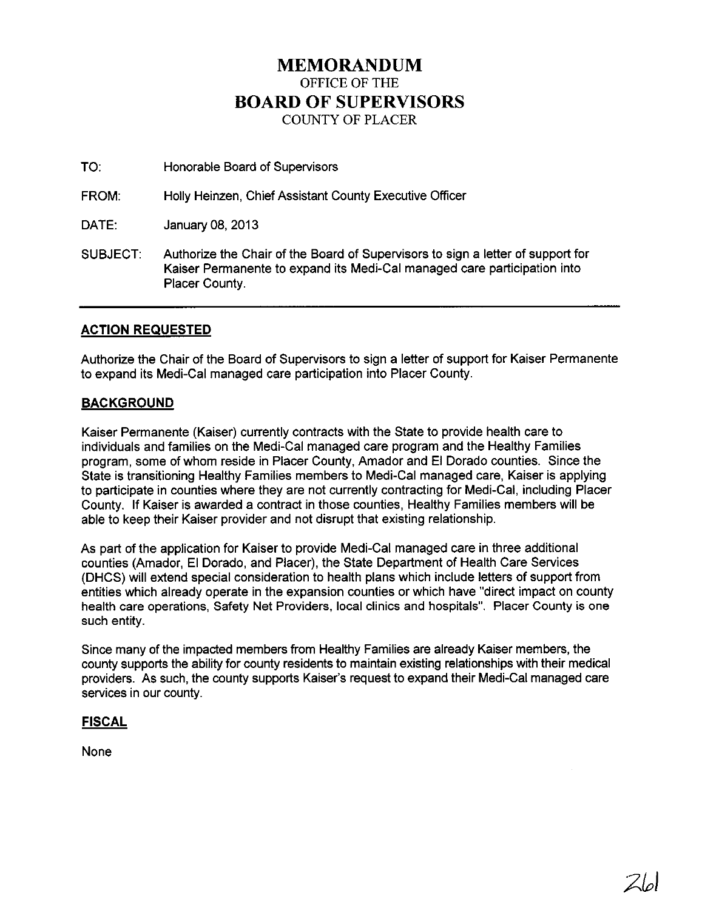# MEMORANDUM
OFFICE OF THE
## BOARD OF SUPERVISORS
COUNTY OF PLACER

TO: Honorable Board of Supervisors

FROM: Holly Heinzen, Chief Assistant County Executive Officer

DATE: January 08, 2013

SUBJECT: Authorize the Chair of the Board of Supervisors to sign a letter of support for Kaiser Permanente to expand its Medi-Cal managed care participation into Placer County.

---

### ACTION REQUESTED

Authorize the Chair of the Board of Supervisors to sign a letter of support for Kaiser Permanente to expand its Medi-Cal managed care participation into Placer County.

### BACKGROUND

Kaiser Permanente (Kaiser) currently contracts with the State to provide health care to individuals and families on the Medi-Cal managed care program and the Healthy Families program, some of whom reside in Placer County, Amador and El Dorado counties. Since the State is transitioning Healthy Families members to Medi-Cal managed care, Kaiser is applying to participate in counties where they are not currently contracting for Medi-Cal, including Placer County. If Kaiser is awarded a contract in those counties, Healthy Families members will be able to keep their Kaiser provider and not disrupt that existing relationship.

As part of the application for Kaiser to provide Medi-Cal managed care in three additional counties (Amador, El Dorado, and Placer), the State Department of Health Care Services (DHCS) will extend special consideration to health plans which include letters of support from entities which already operate in the expansion counties or which have "direct impact on county health care operations, Safety Net Providers, local clinics and hospitals". Placer County is one such entity.

Since many of the impacted members from Healthy Families are already Kaiser members, the county supports the ability for county residents to maintain existing relationships with their medical providers. As such, the county supports Kaiser's request to expand their Medi-Cal managed care services in our county.

### FISCAL

None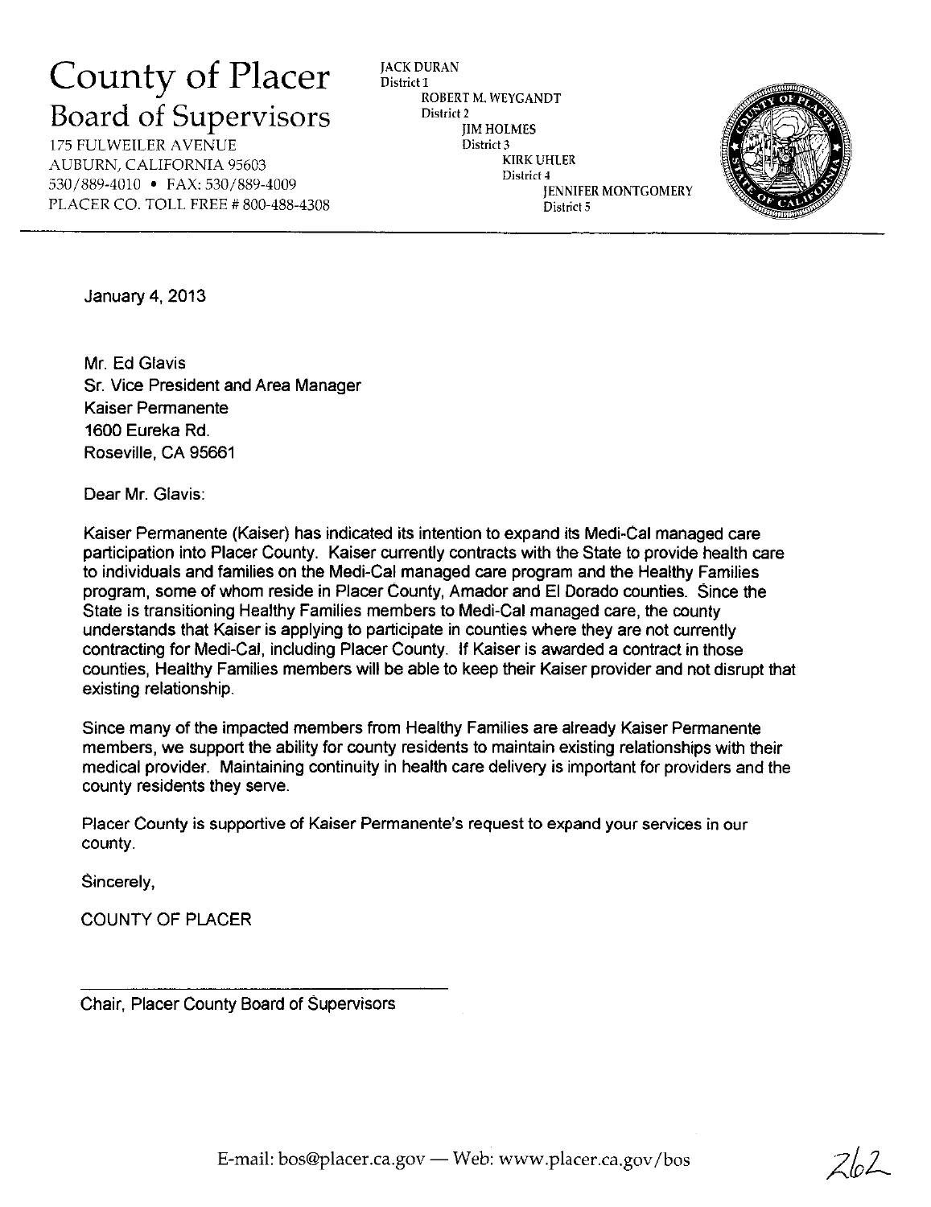# County of Placer
## Board of Supervisors

175 FULWEILER AVENUE
AUBURN, CALIFORNIA 95603
530/889-4010 • FAX: 530/889-4009
PLACER CO. TOLL FREE # 800-488-4308

JACK DURAN
District 1
ROBERT M. WEYGANDT
District 2
JIM HOLMES
District 3
KIRK UHLER
District 4
JENNIFER MONTGOMERY
District 5

January 4, 2013

Mr. Ed Glavis
Sr. Vice President and Area Manager
Kaiser Permanente
1600 Eureka Rd.
Roseville, CA 95661

Dear Mr. Glavis:

Kaiser Permanente (Kaiser) has indicated its intention to expand its Medi-Cal managed care participation into Placer County. Kaiser currently contracts with the State to provide health care to individuals and families on the Medi-Cal managed care program and the Healthy Families program, some of whom reside in Placer County, Amador and El Dorado counties. Since the State is transitioning Healthy Families members to Medi-Cal managed care, the county understands that Kaiser is applying to participate in counties where they are not currently contracting for Medi-Cal, including Placer County. If Kaiser is awarded a contract in those counties, Healthy Families members will be able to keep their Kaiser provider and not disrupt that existing relationship.

Since many of the impacted members from Healthy Families are already Kaiser Permanente members, we support the ability for county residents to maintain existing relationships with their medical provider. Maintaining continuity in health care delivery is important for providers and the county residents they serve.

Placer County is supportive of Kaiser Permanente's request to expand your services in our county.

Sincerely,

COUNTY OF PLACER

\_\_\_\_\_\_\_\_\_\_\_\_\_\_\_\_\_\_\_\_\_\_\_\_\_\_\_\_\_\_\_\_\_\_\_\_

Chair, Placer County Board of Supervisors

E-mail: bos@placer.ca.gov — Web: www.placer.ca.gov/bos